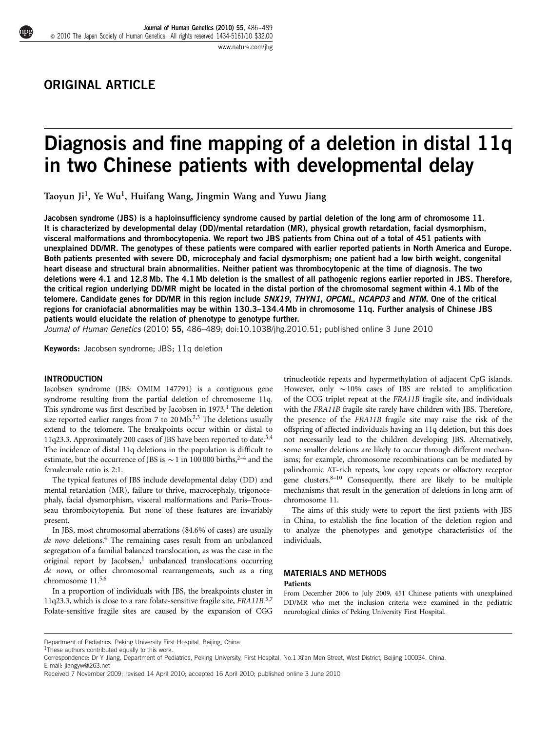ORIGINAL ARTICLE

# Diagnosis and fine mapping of a deletion in distal 11q in two Chinese patients with developmental delay

Taoyun Ji[1], Ye Wu[1], Huifang Wang, Jingmin Wang and Yuwu Jiang

**Jacobsen syndrome (JBS) is a haploinsufficiency syndrome caused by partial deletion of the long arm of chromosome 11. It is characterized by developmental delay (DD)/mental retardation (MR), physical growth retardation, facial dysmorphism, visceral malformations and thrombocytopenia. We report two JBS patients from China out of a total of 451 patients with unexplained DD/MR. The genotypes of these patients were compared with earlier reported patients in North America and Europe. Both patients presented with severe DD, microcephaly and facial dysmorphism; one patient had a low birth weight, congenital heart disease and structural brain abnormalities. Neither patient was thrombocytopenic at the time of diagnosis. The two deletions were 4.1 and 12.8 Mb. The 4.1 Mb deletion is the smallest of all pathogenic regions earlier reported in JBS. Therefore, the critical region underlying DD/MR might be located in the distal portion of the chromosomal segment within 4.1 Mb of the telomere. Candidate genes for DD/MR in this region include *SNX19*, *THYN1*, *OPCML*, *NCAPD3* and *NTM*. One of the critical regions for craniofacial abnormalities may be within 130.3–134.4 Mb in chromosome 11q. Further analysis of Chinese JBS patients would elucidate the relation of phenotype to genotype further.**

*Journal of Human Genetics* (2010) **55**, 486–489; doi:10.1038/jhg.2010.51; published online 3 June 2010

**Keywords:** Jacobsen syndrome; JBS; 11q deletion

## INTRODUCTION

Jacobsen syndrome (JBS: OMIM 147791) is a contiguous gene syndrome resulting from the partial deletion of chromosome 11q. This syndrome was first described by Jacobsen in 1973.[1] The deletion size reported earlier ranges from 7 to 20 Mb.[2,3] The deletions usually extend to the telomere. The breakpoints occur within or distal to 11q23.3. Approximately 200 cases of JBS have been reported to date.[3,4] The incidence of distal 11q deletions in the population is difficult to estimate, but the occurrence of JBS is ~1 in 100 000 births,[2–4] and the female:male ratio is 2:1.

The typical features of JBS include developmental delay (DD) and mental retardation (MR), failure to thrive, macrocephaly, trigonocephaly, facial dysmorphism, visceral malformations and Paris–Trousseau thrombocytopenia. But none of these features are invariably present.

In JBS, most chromosomal aberrations (84.6% of cases) are usually *de novo* deletions.[4] The remaining cases result from an unbalanced segregation of a familial balanced translocation, as was the case in the original report by Jacobsen,[1] unbalanced translocations occurring *de novo*, or other chromosomal rearrangements, such as a ring chromosome 11.[5,6]

In a proportion of individuals with JBS, the breakpoints cluster in 11q23.3, which is close to a rare folate-sensitive fragile site, *FRA11B*.[5,7] Folate-sensitive fragile sites are caused by the expansion of CGG trinucleotide repeats and hypermethylation of adjacent CpG islands. However, only ~10% cases of JBS are related to amplification of the CCG triplet repeat at the *FRA11B* fragile site, and individuals with the *FRA11B* fragile site rarely have children with JBS. Therefore, the presence of the *FRA11B* fragile site may raise the risk of the offspring of affected individuals having an 11q deletion, but this does not necessarily lead to the children developing JBS. Alternatively, some smaller deletions are likely to occur through different mechanisms; for example, chromosome recombinations can be mediated by palindromic AT-rich repeats, low copy repeats or olfactory receptor gene clusters.[8–10] Consequently, there are likely to be multiple mechanisms that result in the generation of deletions in long arm of chromosome 11.

The aims of this study were to report the first patients with JBS in China, to establish the fine location of the deletion region and to analyze the phenotypes and genotype characteristics of the individuals.

## MATERIALS AND METHODS

### Patients

From December 2006 to July 2009, 451 Chinese patients with unexplained DD/MR who met the inclusion criteria were examined in the pediatric neurological clinics of Peking University First Hospital.

Department of Pediatrics, Peking University First Hospital, Beijing, China

[1]These authors contributed equally to this work.

Correspondence: Dr Y Jiang, Department of Pediatrics, Peking University, First Hospital, No.1 Xi'an Men Street, West District, Beijing 100034, China.
E-mail: jiangyw@263.net

Received 7 November 2009; revised 14 April 2010; accepted 16 April 2010; published online 3 June 2010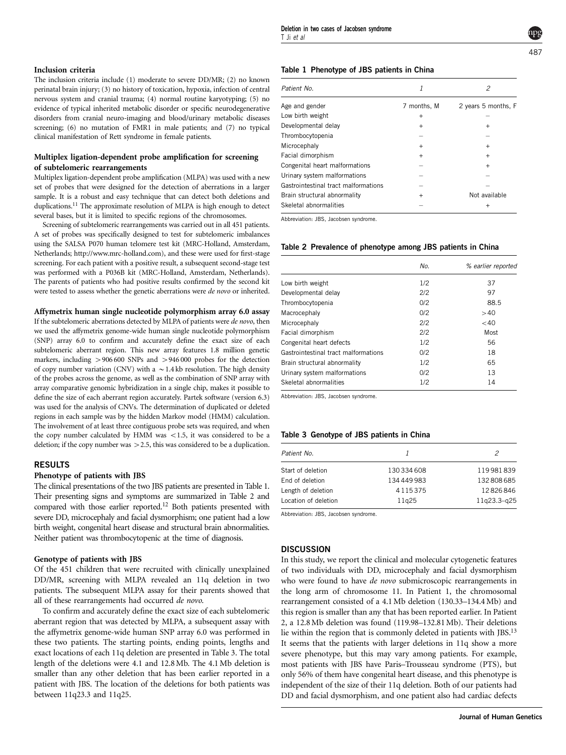### Inclusion criteria

The inclusion criteria include (1) moderate to severe DD/MR; (2) no known perinatal brain injury; (3) no history of toxication, hypoxia, infection of central nervous system and cranial trauma; (4) normal routine karyotyping; (5) no evidence of typical inherited metabolic disorder or specific neurodegenerative disorders from cranial neuro-imaging and blood/urinary metabolic diseases screening; (6) no mutation of FMR1 in male patients; and (7) no typical clinical manifestation of Rett syndrome in female patients.

### Multiplex ligation-dependent probe amplification for screening of subtelomeric rearrangements

Multiplex ligation-dependent probe amplification (MLPA) was used with a new set of probes that were designed for the detection of aberrations in a larger sample. It is a robust and easy technique that can detect both deletions and duplications.[11] The approximate resolution of MLPA is high enough to detect several bases, but it is limited to specific regions of the chromosomes.

Screening of subtelomeric rearrangements was carried out in all 451 patients. A set of probes was specifically designed to test for subtelomeric imbalances using the SALSA P070 human telomere test kit (MRC-Holland, Amsterdam, Netherlands; http://www.mrc-holland.com), and these were used for first-stage screening. For each patient with a positive result, a subsequent second-stage test was performed with a P036B kit (MRC-Holland, Amsterdam, Netherlands). The parents of patients who had positive results confirmed by the second kit were tested to assess whether the genetic aberrations were *de novo* or inherited.

### Affymetrix human single nucleotide polymorphism array 6.0 assay

If the subtelomeric aberrations detected by MLPA of patients were *de novo*, then we used the affymetrix genome-wide human single nucleotide polymorphism (SNP) array 6.0 to confirm and accurately define the exact size of each subtelomeric aberrant region. This new array features 1.8 million genetic markers, including >906 600 SNPs and >946 000 probes for the detection of copy number variation (CNV) with a ~1.4 kb resolution. The high density of the probes across the genome, as well as the combination of SNP array with array comparative genomic hybridization in a single chip, makes it possible to define the size of each aberrant region accurately. Partek software (version 6.3) was used for the analysis of CNVs. The determination of duplicated or deleted regions in each sample was by the hidden Markov model (HMM) calculation. The involvement of at least three contiguous probe sets was required, and when the copy number calculated by HMM was <1.5, it was considered to be a deletion; if the copy number was >2.5, this was considered to be a duplication.

## RESULTS

### Phenotype of patients with JBS

The clinical presentations of the two JBS patients are presented in Table 1. Their presenting signs and symptoms are summarized in Table 2 and compared with those earlier reported.[12] Both patients presented with severe DD, microcephaly and facial dysmorphism; one patient had a low birth weight, congenital heart disease and structural brain abnormalities. Neither patient was thrombocytopenic at the time of diagnosis.

### Genotype of patients with JBS

Of the 451 children that were recruited with clinically unexplained DD/MR, screening with MLPA revealed an 11q deletion in two patients. The subsequent MLPA assay for their parents showed that all of these rearrangements had occurred *de novo*.

To confirm and accurately define the exact size of each subtelomeric aberrant region that was detected by MLPA, a subsequent assay with the affymetrix genome-wide human SNP array 6.0 was performed in these two patients. The starting points, ending points, lengths and exact locations of each 11q deletion are presented in Table 3. The total length of the deletions were 4.1 and 12.8 Mb. The 4.1 Mb deletion is smaller than any other deletion that has been earlier reported in a patient with JBS. The location of the deletions for both patients was between 11q23.3 and 11q25.

**Table 1 Phenotype of JBS patients in China**

| Patient No. | 1 | 2 |
|---|---|---|
| Age and gender | 7 months, M | 2 years 5 months, F |
| Low birth weight | + | – |
| Developmental delay | + | + |
| Thrombocytopenia | – | – |
| Microcephaly | + | + |
| Facial dimorphism | + | + |
| Congenital heart malformations | – | + |
| Urinary system malformations | – | – |
| Gastrointestinal tract malformations | – | – |
| Brain structural abnormality | + | Not available |
| Skeletal abnormalities | – | + |

Abbreviation: JBS, Jacobsen syndrome.

**Table 2 Prevalence of phenotype among JBS patients in China**

| | No. | % earlier reported |
|---|---|---|
| Low birth weight | 1/2 | 37 |
| Developmental delay | 2/2 | 97 |
| Thrombocytopenia | 0/2 | 88.5 |
| Macrocephaly | 0/2 | >40 |
| Microcephaly | 2/2 | <40 |
| Facial dimorphism | 2/2 | Most |
| Congenital heart defects | 1/2 | 56 |
| Gastrointestinal tract malformations | 0/2 | 18 |
| Brain structural abnormality | 1/2 | 65 |
| Urinary system malformations | 0/2 | 13 |
| Skeletal abnormalities | 1/2 | 14 |

Abbreviation: JBS, Jacobsen syndrome.

**Table 3 Genotype of JBS patients in China**

| Patient No. | 1 | 2 |
|---|---|---|
| Start of deletion | 130 334 608 | 119 981 839 |
| End of deletion | 134 449 983 | 132 808 685 |
| Length of deletion | 4 115 375 | 12 826 846 |
| Location of deletion | 11q25 | 11q23.3–q25 |

Abbreviation: JBS, Jacobsen syndrome.

## DISCUSSION

In this study, we report the clinical and molecular cytogenetic features of two individuals with DD, microcephaly and facial dysmorphism who were found to have *de novo* submicroscopic rearrangements in the long arm of chromosome 11. In Patient 1, the chromosomal rearrangement consisted of a 4.1 Mb deletion (130.33–134.4 Mb) and this region is smaller than any that has been reported earlier. In Patient 2, a 12.8 Mb deletion was found (119.98–132.81 Mb). Their deletions lie within the region that is commonly deleted in patients with JBS.[13] It seems that the patients with larger deletions in 11q show a more severe phenotype, but this may vary among patients. For example, most patients with JBS have Paris–Trousseau syndrome (PTS), but only 56% of them have congenital heart disease, and this phenotype is independent of the size of their 11q deletion. Both of our patients had DD and facial dysmorphism, and one patient also had cardiac defects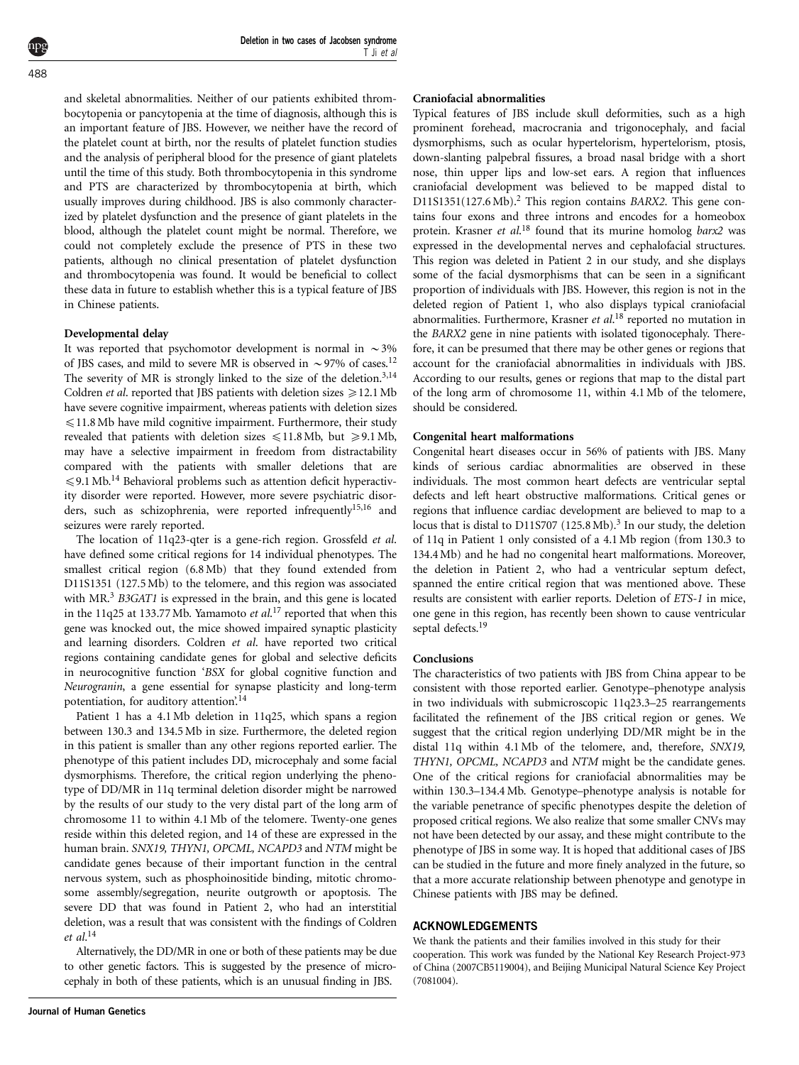and skeletal abnormalities. Neither of our patients exhibited thrombocytopenia or pancytopenia at the time of diagnosis, although this is an important feature of JBS. However, we neither have the record of the platelet count at birth, nor the results of platelet function studies and the analysis of peripheral blood for the presence of giant platelets until the time of this study. Both thrombocytopenia in this syndrome and PTS are characterized by thrombocytopenia at birth, which usually improves during childhood. JBS is also commonly characterized by platelet dysfunction and the presence of giant platelets in the blood, although the platelet count might be normal. Therefore, we could not completely exclude the presence of PTS in these two patients, although no clinical presentation of platelet dysfunction and thrombocytopenia was found. It would be beneficial to collect these data in future to establish whether this is a typical feature of JBS in Chinese patients.

### Developmental delay

It was reported that psychomotor development is normal in ∼3% of JBS cases, and mild to severe MR is observed in ∼97% of cases.[12] The severity of MR is strongly linked to the size of the deletion.[3,14] Coldren *et al*. reported that JBS patients with deletion sizes ⩾12.1 Mb have severe cognitive impairment, whereas patients with deletion sizes ⩽11.8 Mb have mild cognitive impairment. Furthermore, their study revealed that patients with deletion sizes ⩽11.8 Mb, but ⩾9.1 Mb, may have a selective impairment in freedom from distractability compared with the patients with smaller deletions that are ⩽9.1 Mb.[14] Behavioral problems such as attention deficit hyperactivity disorder were reported. However, more severe psychiatric disorders, such as schizophrenia, were reported infrequently[15,16] and seizures were rarely reported.

The location of 11q23-qter is a gene-rich region. Grossfeld *et al*. have defined some critical regions for 14 individual phenotypes. The smallest critical region (6.8 Mb) that they found extended from D11S1351 (127.5 Mb) to the telomere, and this region was associated with MR.[3] *B3GAT1* is expressed in the brain, and this gene is located in the 11q25 at 133.77 Mb. Yamamoto *et al*.[17] reported that when this gene was knocked out, the mice showed impaired synaptic plasticity and learning disorders. Coldren *et al*. have reported two critical regions containing candidate genes for global and selective deficits in neurocognitive function '*BSX* for global cognitive function and *Neurogranin*, a gene essential for synapse plasticity and long-term potentiation, for auditory attention'.[14]

Patient 1 has a 4.1 Mb deletion in 11q25, which spans a region between 130.3 and 134.5 Mb in size. Furthermore, the deleted region in this patient is smaller than any other regions reported earlier. The phenotype of this patient includes DD, microcephaly and some facial dysmorphisms. Therefore, the critical region underlying the phenotype of DD/MR in 11q terminal deletion disorder might be narrowed by the results of our study to the very distal part of the long arm of chromosome 11 to within 4.1 Mb of the telomere. Twenty-one genes reside within this deleted region, and 14 of these are expressed in the human brain. *SNX19, THYN1, OPCML, NCAPD3* and *NTM* might be candidate genes because of their important function in the central nervous system, such as phosphoinositide binding, mitotic chromosome assembly/segregation, neurite outgrowth or apoptosis. The severe DD that was found in Patient 2, who had an interstitial deletion, was a result that was consistent with the findings of Coldren *et al*.[14]

Alternatively, the DD/MR in one or both of these patients may be due to other genetic factors. This is suggested by the presence of microcephaly in both of these patients, which is an unusual finding in JBS.

### Craniofacial abnormalities

Typical features of JBS include skull deformities, such as a high prominent forehead, macrocrania and trigonocephaly, and facial dysmorphisms, such as ocular hypertelorism, hypertelorism, ptosis, down-slanting palpebral fissures, a broad nasal bridge with a short nose, thin upper lips and low-set ears. A region that influences craniofacial development was believed to be mapped distal to D11S1351(127.6 Mb).[2] This region contains *BARX2*. This gene contains four exons and three introns and encodes for a homeobox protein. Krasner *et al*.[18] found that its murine homolog *barx2* was expressed in the developmental nerves and cephalofacial structures. This region was deleted in Patient 2 in our study, and she displays some of the facial dysmorphisms that can be seen in a significant proportion of individuals with JBS. However, this region is not in the deleted region of Patient 1, who also displays typical craniofacial abnormalities. Furthermore, Krasner *et al*.[18] reported no mutation in the *BARX2* gene in nine patients with isolated tigonocephaly. Therefore, it can be presumed that there may be other genes or regions that account for the craniofacial abnormalities in individuals with JBS. According to our results, genes or regions that map to the distal part of the long arm of chromosome 11, within 4.1 Mb of the telomere, should be considered.

### Congenital heart malformations

Congenital heart diseases occur in 56% of patients with JBS. Many kinds of serious cardiac abnormalities are observed in these individuals. The most common heart defects are ventricular septal defects and left heart obstructive malformations. Critical genes or regions that influence cardiac development are believed to map to a locus that is distal to D11S707 (125.8 Mb).[3] In our study, the deletion of 11q in Patient 1 only consisted of a 4.1 Mb region (from 130.3 to 134.4 Mb) and he had no congenital heart malformations. Moreover, the deletion in Patient 2, who had a ventricular septum defect, spanned the entire critical region that was mentioned above. These results are consistent with earlier reports. Deletion of *ETS-1* in mice, one gene in this region, has recently been shown to cause ventricular septal defects.[19]

### Conclusions

The characteristics of two patients with JBS from China appear to be consistent with those reported earlier. Genotype–phenotype analysis in two individuals with submicroscopic 11q23.3–25 rearrangements facilitated the refinement of the JBS critical region or genes. We suggest that the critical region underlying DD/MR might be in the distal 11q within 4.1 Mb of the telomere, and, therefore, *SNX19, THYN1, OPCML, NCAPD3* and *NTM* might be the candidate genes. One of the critical regions for craniofacial abnormalities may be within 130.3–134.4 Mb. Genotype–phenotype analysis is notable for the variable penetrance of specific phenotypes despite the deletion of proposed critical regions. We also realize that some smaller CNVs may not have been detected by our assay, and these might contribute to the phenotype of JBS in some way. It is hoped that additional cases of JBS can be studied in the future and more finely analyzed in the future, so that a more accurate relationship between phenotype and genotype in Chinese patients with JBS may be defined.

## ACKNOWLEDGEMENTS

We thank the patients and their families involved in this study for their cooperation. This work was funded by the National Key Research Project-973 of China (2007CB5119004), and Beijing Municipal Natural Science Key Project (7081004).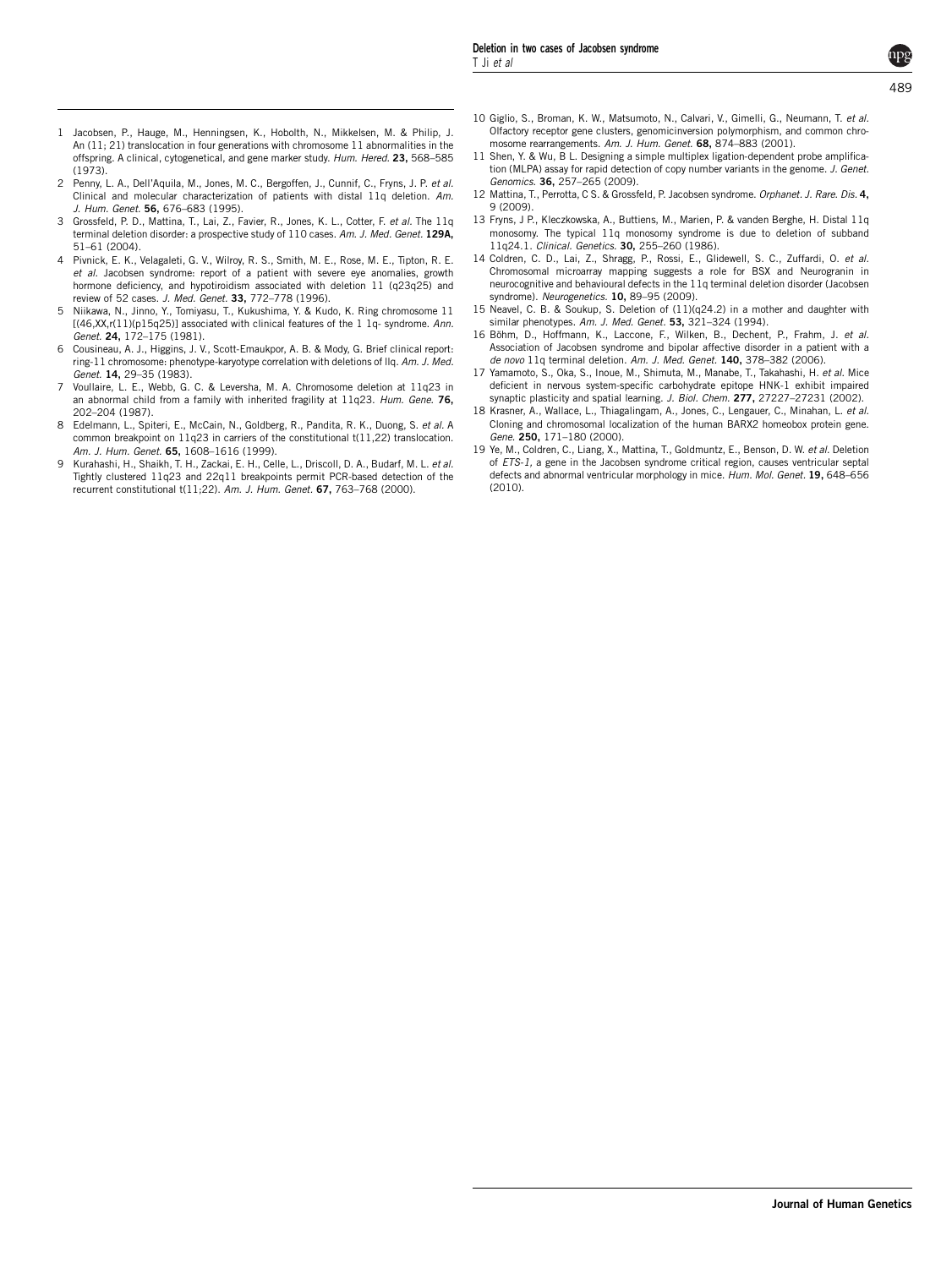1 Jacobsen, P., Hauge, M., Henningsen, K., Hobolth, N., Mikkelsen, M. & Philip, J. An (11; 21) translocation in four generations with chromosome 11 abnormalities in the offspring. A clinical, cytogenetical, and gene marker study. *Hum. Hered.* **23,** 568–585 (1973).

2 Penny, L. A., Dell'Aquila, M., Jones, M. C., Bergoffen, J., Cunnif, C., Fryns, J. P. *et al.* Clinical and molecular characterization of patients with distal 11q deletion. *Am. J. Hum. Genet.* **56,** 676–683 (1995).

3 Grossfeld, P. D., Mattina, T., Lai, Z., Favier, R., Jones, K. L., Cotter, F. *et al.* The 11q terminal deletion disorder: a prospective study of 110 cases. *Am. J. Med. Genet.* **129A,** 51–61 (2004).

4 Pivnick, E. K., Velagaleti, G. V., Wilroy, R. S., Smith, M. E., Rose, M. E., Tipton, R. E. *et al.* Jacobsen syndrome: report of a patient with severe eye anomalies, growth hormone deficiency, and hypotiroidism associated with deletion 11 (q23q25) and review of 52 cases. *J. Med. Genet.* **33,** 772–778 (1996).

5 Niikawa, N., Jinno, Y., Tomiyasu, T., Kukushima, Y. & Kudo, K. Ring chromosome 11 [(46,XX,r(11)(p15q25)] associated with clinical features of the 1 1q- syndrome. *Ann. Genet.* **24,** 172–175 (1981).

6 Cousineau, A. J., Higgins, J. V., Scott-Emaukpor, A. B. & Mody, G. Brief clinical report: ring-11 chromosome: phenotype-karyotype correlation with deletions of llq. *Am. J. Med. Genet.* **14,** 29–35 (1983).

7 Voullaire, L. E., Webb, G. C. & Leversha, M. A. Chromosome deletion at 11q23 in an abnormal child from a family with inherited fragility at 11q23. *Hum. Gene.* **76,** 202–204 (1987).

8 Edelmann, L., Spiteri, E., McCain, N., Goldberg, R., Pandita, R. K., Duong, S. *et al.* A common breakpoint on 11q23 in carriers of the constitutional t(11,22) translocation. *Am. J. Hum. Genet.* **65,** 1608–1616 (1999).

9 Kurahashi, H., Shaikh, T. H., Zackai, E. H., Celle, L., Driscoll, D. A., Budarf, M. L. *et al.* Tightly clustered 11q23 and 22q11 breakpoints permit PCR-based detection of the recurrent constitutional t(11;22). *Am. J. Hum. Genet.* **67,** 763–768 (2000).

10 Giglio, S., Broman, K. W., Matsumoto, N., Calvari, V., Gimelli, G., Neumann, T. *et al.* Olfactory receptor gene clusters, genomicinversion polymorphism, and common chromosome rearrangements. *Am. J. Hum. Genet.* **68,** 874–883 (2001).

11 Shen, Y. & Wu, B L. Designing a simple multiplex ligation-dependent probe amplification (MLPA) assay for rapid detection of copy number variants in the genome. *J. Genet. Genomics.* **36,** 257–265 (2009).

12 Mattina, T., Perrotta, C S. & Grossfeld, P. Jacobsen syndrome. *Orphanet. J. Rare. Dis.* **4,** 9 (2009).

13 Fryns, J P., Kleczkowska, A., Buttiens, M., Marien, P. & vanden Berghe, H. Distal 11q monosomy. The typical 11q monosomy syndrome is due to deletion of subband 11q24.1. *Clinical. Genetics.* **30,** 255–260 (1986).

14 Coldren, C. D., Lai, Z., Shragg, P., Rossi, E., Glidewell, S. C., Zuffardi, O. *et al.* Chromosomal microarray mapping suggests a role for BSX and Neurogranin in neurocognitive and behavioural defects in the 11q terminal deletion disorder (Jacobsen syndrome). *Neurogenetics.* **10,** 89–95 (2009).

15 Neavel, C. B. & Soukup, S. Deletion of (11)(q24.2) in a mother and daughter with similar phenotypes. *Am. J. Med. Genet.* **53,** 321–324 (1994).

16 Böhm, D., Hoffmann, K., Laccone, F., Wilken, B., Dechent, P., Frahm, J. *et al.* Association of Jacobsen syndrome and bipolar affective disorder in a patient with a *de novo* 11q terminal deletion. *Am. J. Med. Genet.* **140,** 378–382 (2006).

17 Yamamoto, S., Oka, S., Inoue, M., Shimuta, M., Manabe, T., Takahashi, H. *et al.* Mice deficient in nervous system-specific carbohydrate epitope HNK-1 exhibit impaired synaptic plasticity and spatial learning. *J. Biol. Chem.* **277,** 27227–27231 (2002).

18 Krasner, A., Wallace, L., Thiagalingam, A., Jones, C., Lengauer, C., Minahan, L. *et al.* Cloning and chromosomal localization of the human BARX2 homeobox protein gene. *Gene.* **250,** 171–180 (2000).

19 Ye, M., Coldren, C., Liang, X., Mattina, T., Goldmuntz, E., Benson, D. W. *et al.* Deletion of *ETS-1,* a gene in the Jacobsen syndrome critical region, causes ventricular septal defects and abnormal ventricular morphology in mice. *Hum. Mol. Genet.* **19,** 648–656 (2010).